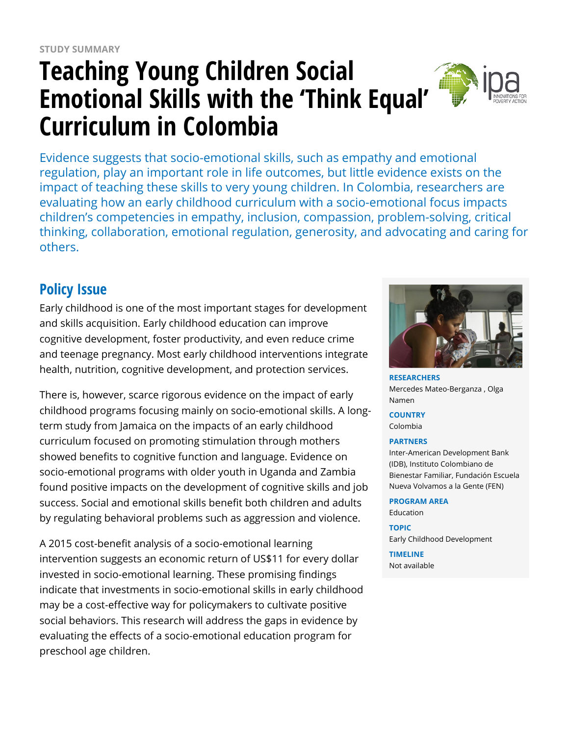STUDY SUMMARY

# Teaching Young Children Social Emotional Skills with the 'Think Equal' Curriculum in Colombia

Evidence suggests that socio-emotional skills, such as empathy and emotional regulation, play an important role in life outcomes, but little evidence exists on the impact of teaching these skills to very young children. In Colombia, researchers are evaluating how an early childhood curriculum with a socio-emotional focus impacts children's competencies in empathy, inclusion, compassion, problem-solving, critical thinking, collaboration, emotional regulation, generosity, and advocating and caring for others.

## Policy Issue

Early childhood is one of the most important stages for development and skills acquisition. Early childhood education can improve cognitive development, foster productivity, and even reduce crime and teenage pregnancy. Most early childhood interventions integrate health, nutrition, cognitive development, and protection services.

There is, however, scarce rigorous evidence on the impact of early childhood programs focusing mainly on socio-emotional skills. A long-term study from Jamaica on the impacts of an early childhood curriculum focused on promoting stimulation through mothers showed benefits to cognitive function and language. Evidence on socio-emotional programs with older youth in Uganda and Zambia found positive impacts on the development of cognitive skills and job success. Social and emotional skills benefit both children and adults by regulating behavioral problems such as aggression and violence.

A 2015 cost-benefit analysis of a socio-emotional learning intervention suggests an economic return of US$11 for every dollar invested in socio-emotional learning. These promising findings indicate that investments in socio-emotional skills in early childhood may be a cost-effective way for policymakers to cultivate positive social behaviors. This research will address the gaps in evidence by evaluating the effects of a socio-emotional education program for preschool age children.

**RESEARCHERS**
Mercedes Mateo-Berganza , Olga Namen

**COUNTRY**
Colombia

**PARTNERS**
Inter-American Development Bank (IDB), Instituto Colombiano de Bienestar Familiar, Fundación Escuela Nueva Volvamos a la Gente (FEN)

**PROGRAM AREA**
Education

**TOPIC**
Early Childhood Development

**TIMELINE**
Not available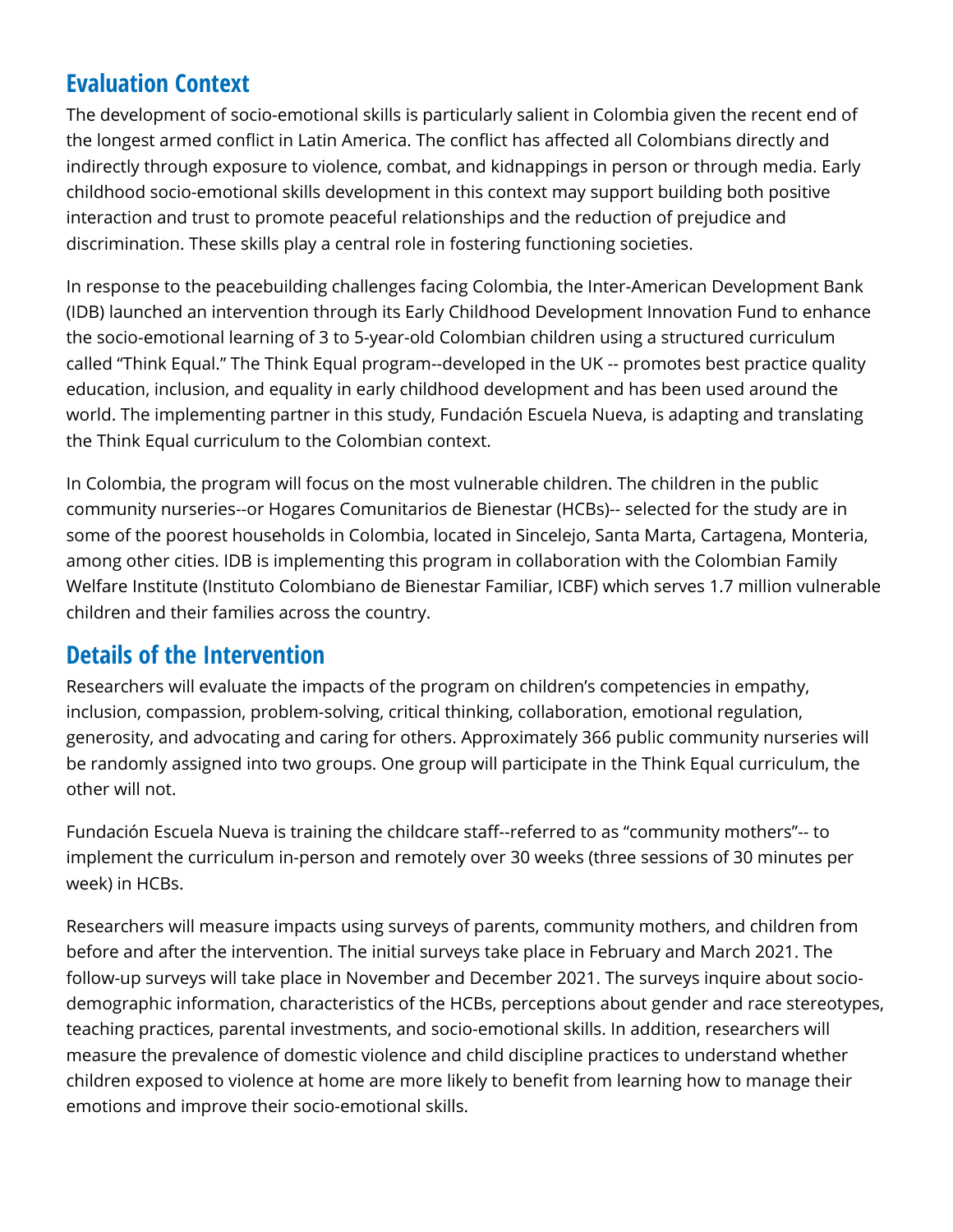## Evaluation Context

The development of socio-emotional skills is particularly salient in Colombia given the recent end of the longest armed conflict in Latin America. The conflict has affected all Colombians directly and indirectly through exposure to violence, combat, and kidnappings in person or through media. Early childhood socio-emotional skills development in this context may support building both positive interaction and trust to promote peaceful relationships and the reduction of prejudice and discrimination. These skills play a central role in fostering functioning societies.

In response to the peacebuilding challenges facing Colombia, the Inter-American Development Bank (IDB) launched an intervention through its Early Childhood Development Innovation Fund to enhance the socio-emotional learning of 3 to 5-year-old Colombian children using a structured curriculum called "Think Equal." The Think Equal program--developed in the UK -- promotes best practice quality education, inclusion, and equality in early childhood development and has been used around the world. The implementing partner in this study, Fundación Escuela Nueva, is adapting and translating the Think Equal curriculum to the Colombian context.

In Colombia, the program will focus on the most vulnerable children. The children in the public community nurseries--or Hogares Comunitarios de Bienestar (HCBs)-- selected for the study are in some of the poorest households in Colombia, located in Sincelejo, Santa Marta, Cartagena, Monteria, among other cities. IDB is implementing this program in collaboration with the Colombian Family Welfare Institute (Instituto Colombiano de Bienestar Familiar, ICBF) which serves 1.7 million vulnerable children and their families across the country.

## Details of the Intervention

Researchers will evaluate the impacts of the program on children's competencies in empathy, inclusion, compassion, problem-solving, critical thinking, collaboration, emotional regulation, generosity, and advocating and caring for others. Approximately 366 public community nurseries will be randomly assigned into two groups. One group will participate in the Think Equal curriculum, the other will not.

Fundación Escuela Nueva is training the childcare staff--referred to as "community mothers"-- to implement the curriculum in-person and remotely over 30 weeks (three sessions of 30 minutes per week) in HCBs.

Researchers will measure impacts using surveys of parents, community mothers, and children from before and after the intervention. The initial surveys take place in February and March 2021. The follow-up surveys will take place in November and December 2021. The surveys inquire about socio-demographic information, characteristics of the HCBs, perceptions about gender and race stereotypes, teaching practices, parental investments, and socio-emotional skills. In addition, researchers will measure the prevalence of domestic violence and child discipline practices to understand whether children exposed to violence at home are more likely to benefit from learning how to manage their emotions and improve their socio-emotional skills.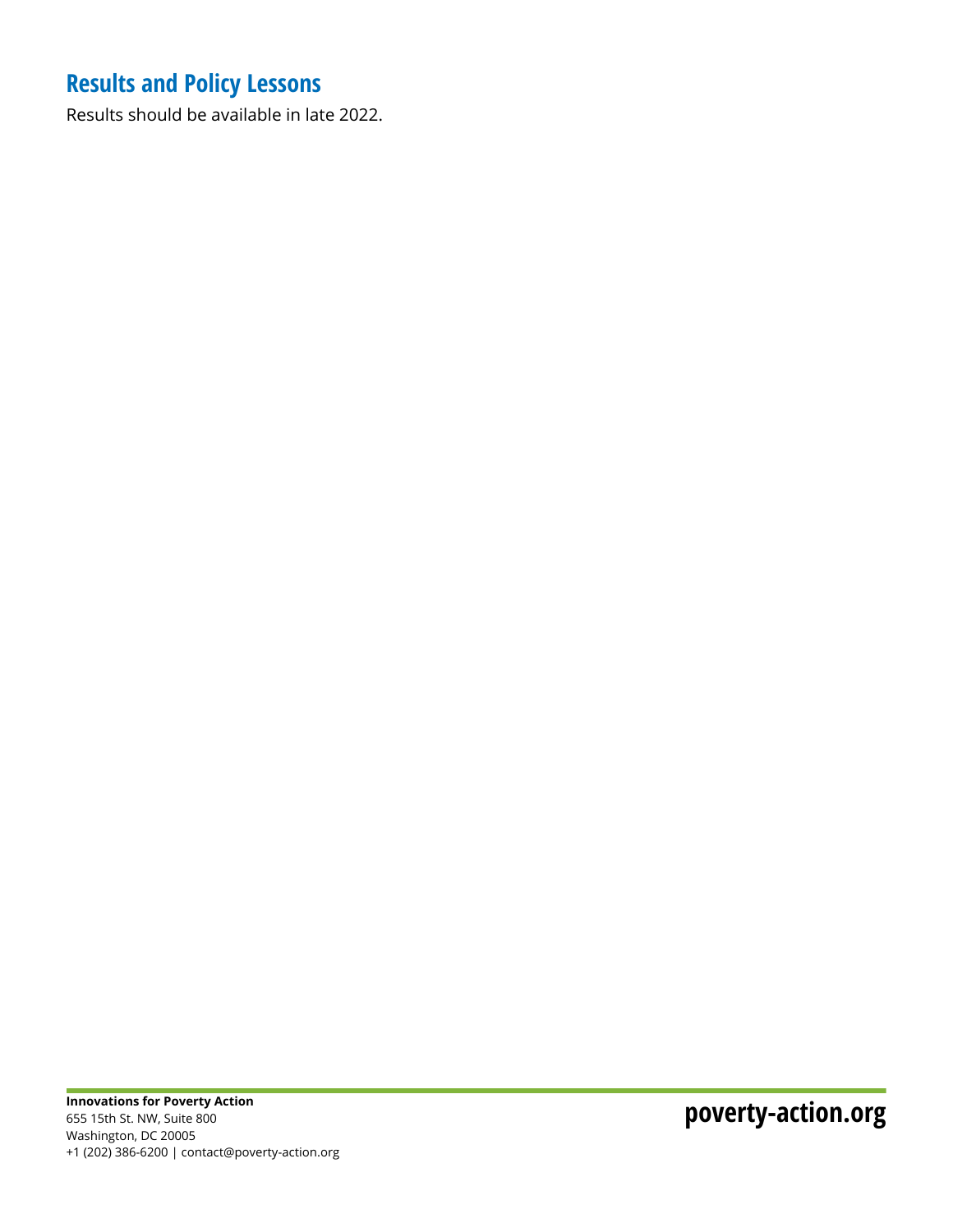## Results and Policy Lessons

Results should be available in late 2022.